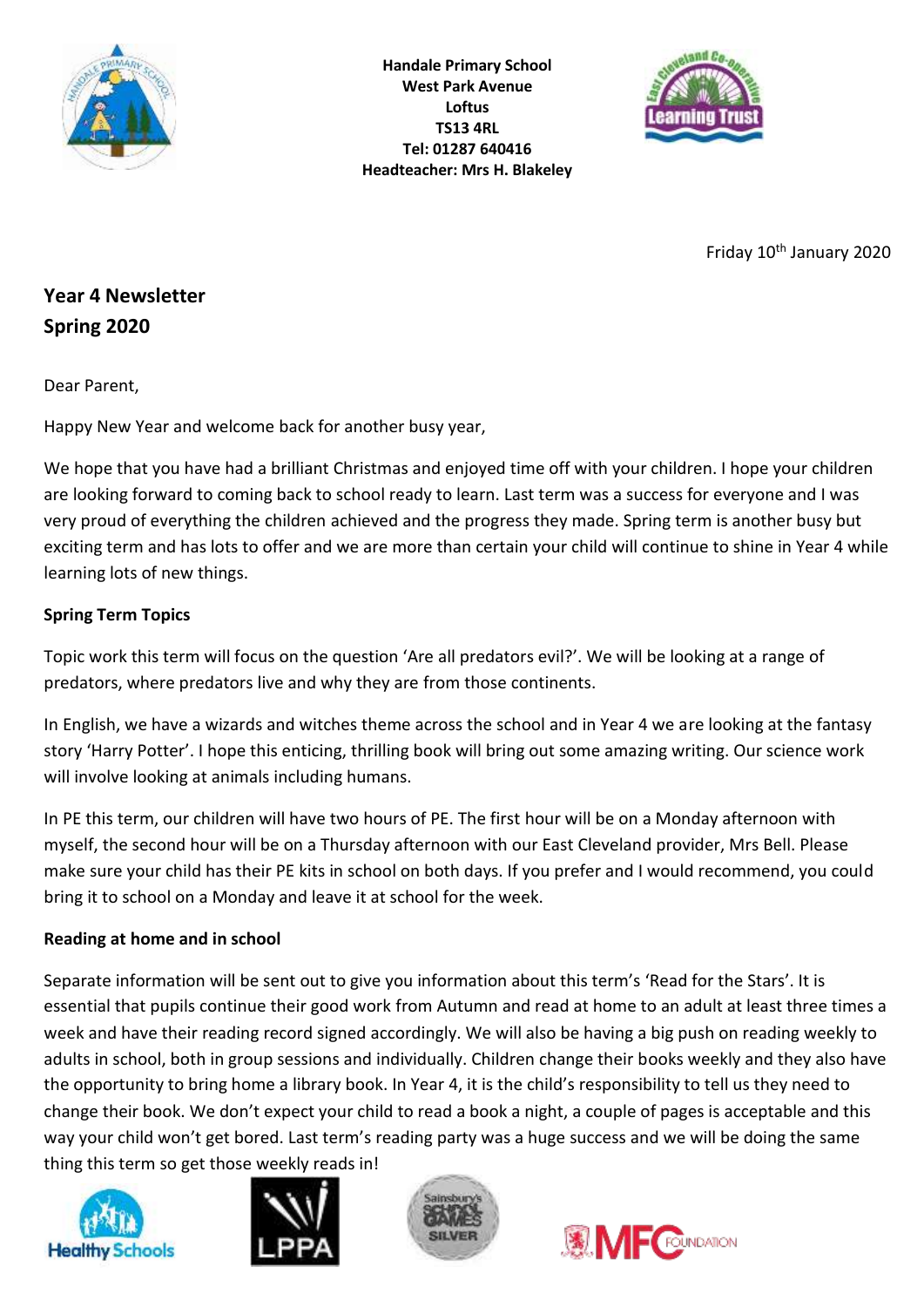**Handale Primary School**
**West Park Avenue**
**Loftus**
**TS13 4RL**
**Tel: 01287 640416**
**Headteacher: Mrs H. Blakeley**

Friday 10th January 2020

## Year 4 Newsletter
## Spring 2020

Dear Parent,

Happy New Year and welcome back for another busy year,

We hope that you have had a brilliant Christmas and enjoyed time off with your children. I hope your children are looking forward to coming back to school ready to learn. Last term was a success for everyone and I was very proud of everything the children achieved and the progress they made. Spring term is another busy but exciting term and has lots to offer and we are more than certain your child will continue to shine in Year 4 while learning lots of new things.

**Spring Term Topics**

Topic work this term will focus on the question 'Are all predators evil?'. We will be looking at a range of predators, where predators live and why they are from those continents.

In English, we have a wizards and witches theme across the school and in Year 4 we are looking at the fantasy story 'Harry Potter'. I hope this enticing, thrilling book will bring out some amazing writing. Our science work will involve looking at animals including humans.

In PE this term, our children will have two hours of PE. The first hour will be on a Monday afternoon with myself, the second hour will be on a Thursday afternoon with our East Cleveland provider, Mrs Bell. Please make sure your child has their PE kits in school on both days. If you prefer and I would recommend, you could bring it to school on a Monday and leave it at school for the week.

**Reading at home and in school**

Separate information will be sent out to give you information about this term's 'Read for the Stars'. It is essential that pupils continue their good work from Autumn and read at home to an adult at least three times a week and have their reading record signed accordingly. We will also be having a big push on reading weekly to adults in school, both in group sessions and individually. Children change their books weekly and they also have the opportunity to bring home a library book. In Year 4, it is the child's responsibility to tell us they need to change their book. We don't expect your child to read a book a night, a couple of pages is acceptable and this way your child won't get bored. Last term's reading party was a huge success and we will be doing the same thing this term so get those weekly reads in!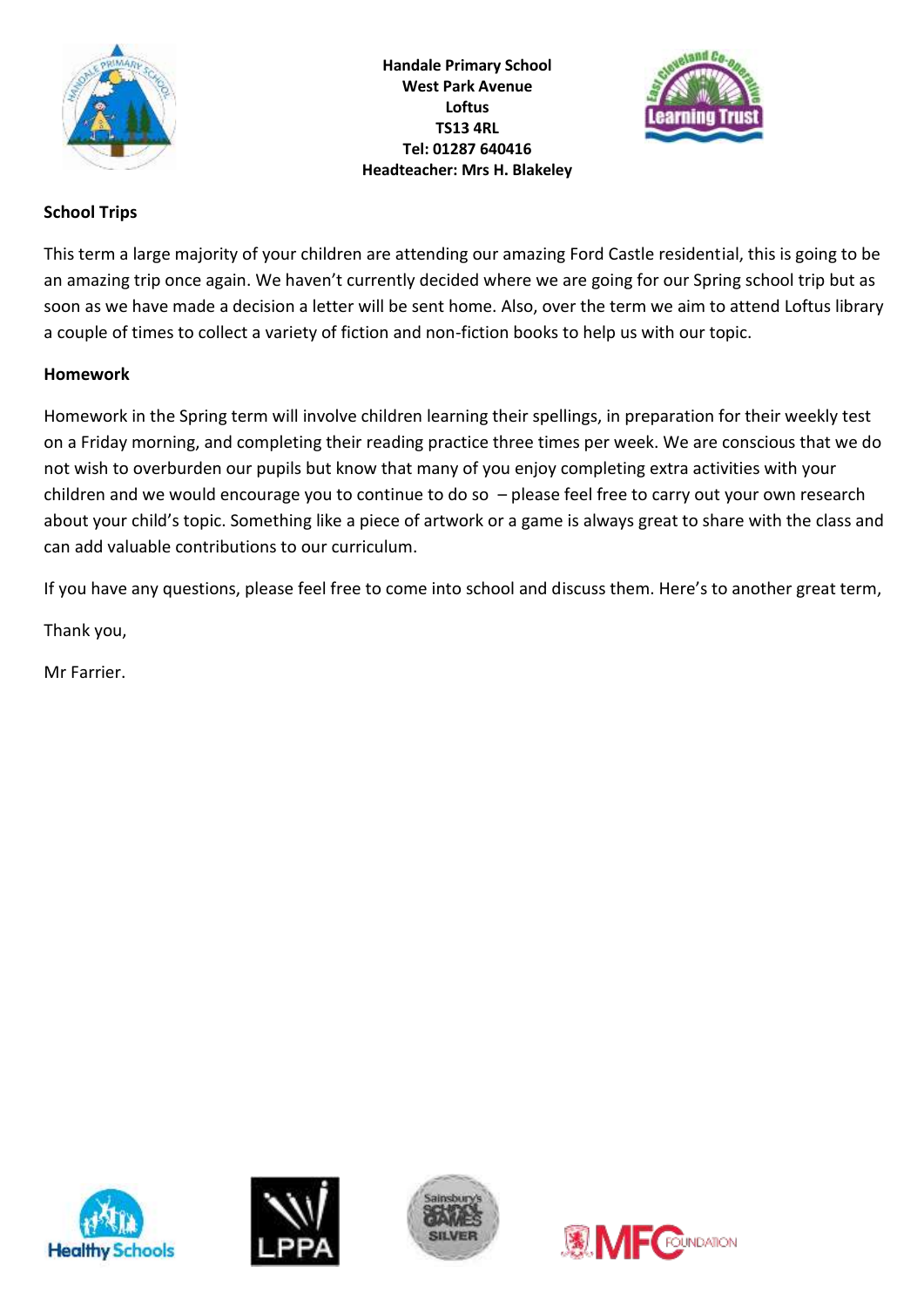**Handale Primary School**
**West Park Avenue**
**Loftus**
**TS13 4RL**
**Tel: 01287 640416**
**Headteacher: Mrs H. Blakeley**

**School Trips**

This term a large majority of your children are attending our amazing Ford Castle residential, this is going to be an amazing trip once again. We haven't currently decided where we are going for our Spring school trip but as soon as we have made a decision a letter will be sent home. Also, over the term we aim to attend Loftus library a couple of times to collect a variety of fiction and non-fiction books to help us with our topic.

**Homework**

Homework in the Spring term will involve children learning their spellings, in preparation for their weekly test on a Friday morning, and completing their reading practice three times per week. We are conscious that we do not wish to overburden our pupils but know that many of you enjoy completing extra activities with your children and we would encourage you to continue to do so – please feel free to carry out your own research about your child's topic. Something like a piece of artwork or a game is always great to share with the class and can add valuable contributions to our curriculum.

If you have any questions, please feel free to come into school and discuss them. Here's to another great term,

Thank you,

Mr Farrier.